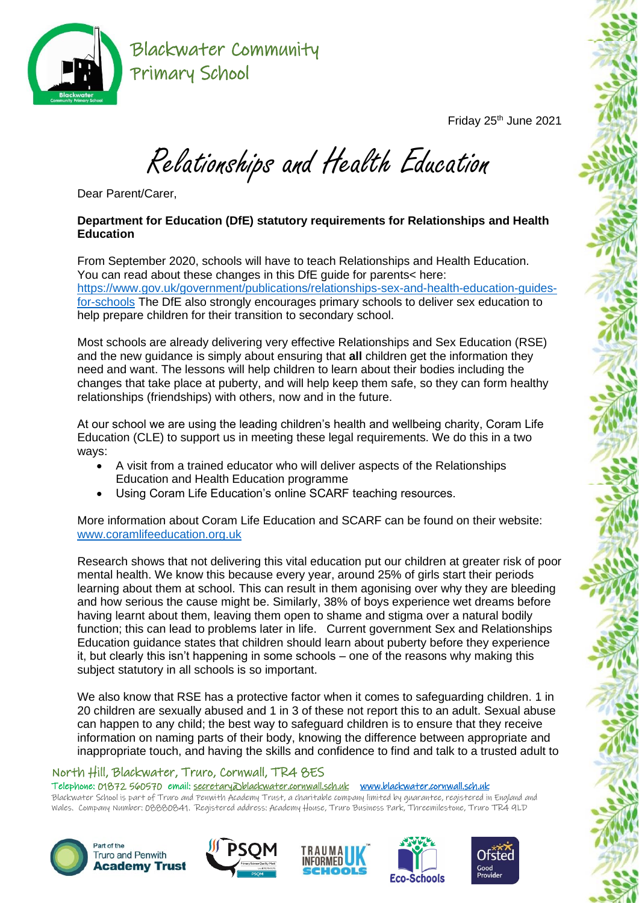# Blackwater Community Primary School

Friday 25th June 2021

# Relationships and Health Education

Dear Parent/Carer,

**Department for Education (DfE) statutory requirements for Relationships and Health Education**

From September 2020, schools will have to teach Relationships and Health Education. You can read about these changes in this DfE guide for parents< here: https://www.gov.uk/government/publications/relationships-sex-and-health-education-guides-for-schools The DfE also strongly encourages primary schools to deliver sex education to help prepare children for their transition to secondary school.

Most schools are already delivering very effective Relationships and Sex Education (RSE) and the new guidance is simply about ensuring that **all** children get the information they need and want. The lessons will help children to learn about their bodies including the changes that take place at puberty, and will help keep them safe, so they can form healthy relationships (friendships) with others, now and in the future.

At our school we are using the leading children's health and wellbeing charity, Coram Life Education (CLE) to support us in meeting these legal requirements. We do this in a two ways:

- A visit from a trained educator who will deliver aspects of the Relationships Education and Health Education programme
- Using Coram Life Education's online SCARF teaching resources.

More information about Coram Life Education and SCARF can be found on their website: www.coramlifeeducation.org.uk

Research shows that not delivering this vital education put our children at greater risk of poor mental health. We know this because every year, around 25% of girls start their periods learning about them at school. This can result in them agonising over why they are bleeding and how serious the cause might be. Similarly, 38% of boys experience wet dreams before having learnt about them, leaving them open to shame and stigma over a natural bodily function; this can lead to problems later in life. Current government Sex and Relationships Education guidance states that children should learn about puberty before they experience it, but clearly this isn't happening in some schools – one of the reasons why making this subject statutory in all schools is so important.

We also know that RSE has a protective factor when it comes to safeguarding children. 1 in 20 children are sexually abused and 1 in 3 of these not report this to an adult. Sexual abuse can happen to any child; the best way to safeguard children is to ensure that they receive information on naming parts of their body, knowing the difference between appropriate and inappropriate touch, and having the skills and confidence to find and talk to a trusted adult to

North Hill, Blackwater, Truro, Cornwall, TR4 8ES
Telephone: 01872 560570 email: secretary@blackwater.cornwall.sch.uk www.blackwater.cornwall.sch.uk
Blackwater School is part of Truro and Penwith Academy Trust, a charitable company limited by guarantee, registered in England and Wales. Company Number: 08880841. Registered address: Academy House, Truro Business Park, Threemilestone, Truro TR4 9LD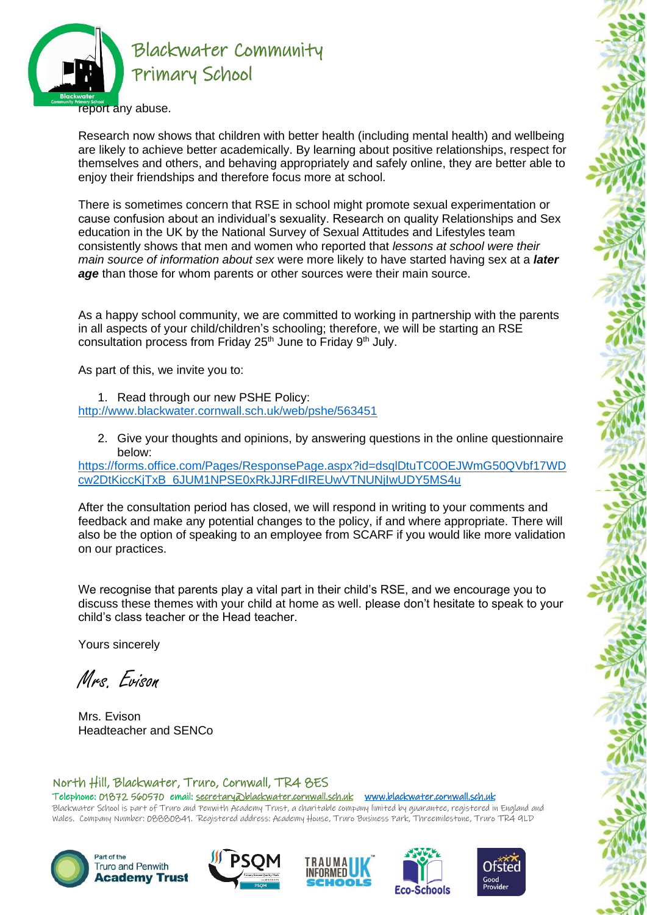report any abuse.

Research now shows that children with better health (including mental health) and wellbeing are likely to achieve better academically. By learning about positive relationships, respect for themselves and others, and behaving appropriately and safely online, they are better able to enjoy their friendships and therefore focus more at school.

There is sometimes concern that RSE in school might promote sexual experimentation or cause confusion about an individual's sexuality. Research on quality Relationships and Sex education in the UK by the National Survey of Sexual Attitudes and Lifestyles team consistently shows that men and women who reported that *lessons at school were their main source of information about sex* were more likely to have started having sex at a ***later age*** than those for whom parents or other sources were their main source.

As a happy school community, we are committed to working in partnership with the parents in all aspects of your child/children's schooling; therefore, we will be starting an RSE consultation process from Friday 25th June to Friday 9th July.

As part of this, we invite you to:

1. Read through our new PSHE Policy: http://www.blackwater.cornwall.sch.uk/web/pshe/563451
2. Give your thoughts and opinions, by answering questions in the online questionnaire below: https://forms.office.com/Pages/ResponsePage.aspx?id=dsqlDtuTC0OEJWmG50QVbf17WDcw2DtKiccKjTxB_6JUM1NPSE0xRkJJRFdIREUwVTNUNjlwUDY5MS4u

After the consultation period has closed, we will respond in writing to your comments and feedback and make any potential changes to the policy, if and where appropriate. There will also be the option of speaking to an employee from SCARF if you would like more validation on our practices.

We recognise that parents play a vital part in their child's RSE, and we encourage you to discuss these themes with your child at home as well. please don't hesitate to speak to your child's class teacher or the Head teacher.

Yours sincerely

Mrs. Evison

Mrs. Evison
Headteacher and SENCo

North Hill, Blackwater, Truro, Cornwall, TR4 8ES
Telephone: 01872 560570 email: secretary@blackwater.cornwall.sch.uk www.blackwater.cornwall.sch.uk
Blackwater School is part of Truro and Penwith Academy Trust, a charitable company limited by guarantee, registered in England and Wales. Company Number: 08880841. Registered address: Academy House, Truro Business Park, Threemilestone, Truro TR4 9LD